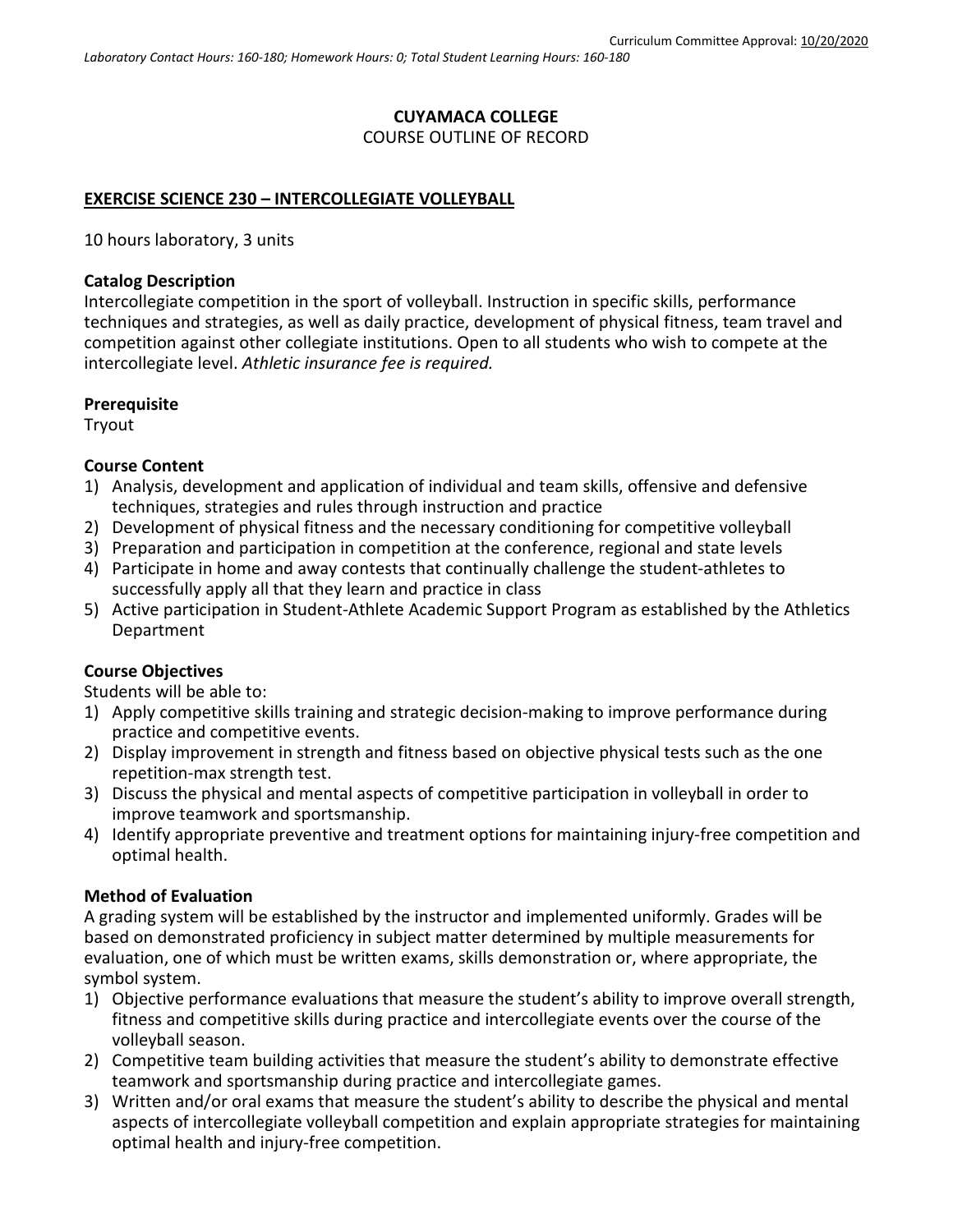Curriculum Committee Approval: 10/20/2020

*Laboratory Contact Hours: 160-180; Homework Hours: 0; Total Student Learning Hours: 160-180*

**CUYAMACA COLLEGE**

COURSE OUTLINE OF RECORD

**EXERCISE SCIENCE 230 – INTERCOLLEGIATE VOLLEYBALL**

10 hours laboratory, 3 units

### Catalog Description

Intercollegiate competition in the sport of volleyball. Instruction in specific skills, performance techniques and strategies, as well as daily practice, development of physical fitness, team travel and competition against other collegiate institutions. Open to all students who wish to compete at the intercollegiate level. *Athletic insurance fee is required.*

### Prerequisite

Tryout

### Course Content

1) Analysis, development and application of individual and team skills, offensive and defensive techniques, strategies and rules through instruction and practice
2) Development of physical fitness and the necessary conditioning for competitive volleyball
3) Preparation and participation in competition at the conference, regional and state levels
4) Participate in home and away contests that continually challenge the student-athletes to successfully apply all that they learn and practice in class
5) Active participation in Student-Athlete Academic Support Program as established by the Athletics Department

### Course Objectives

Students will be able to:

1) Apply competitive skills training and strategic decision-making to improve performance during practice and competitive events.
2) Display improvement in strength and fitness based on objective physical tests such as the one repetition-max strength test.
3) Discuss the physical and mental aspects of competitive participation in volleyball in order to improve teamwork and sportsmanship.
4) Identify appropriate preventive and treatment options for maintaining injury-free competition and optimal health.

### Method of Evaluation

A grading system will be established by the instructor and implemented uniformly. Grades will be based on demonstrated proficiency in subject matter determined by multiple measurements for evaluation, one of which must be written exams, skills demonstration or, where appropriate, the symbol system.

1) Objective performance evaluations that measure the student's ability to improve overall strength, fitness and competitive skills during practice and intercollegiate events over the course of the volleyball season.
2) Competitive team building activities that measure the student's ability to demonstrate effective teamwork and sportsmanship during practice and intercollegiate games.
3) Written and/or oral exams that measure the student's ability to describe the physical and mental aspects of intercollegiate volleyball competition and explain appropriate strategies for maintaining optimal health and injury-free competition.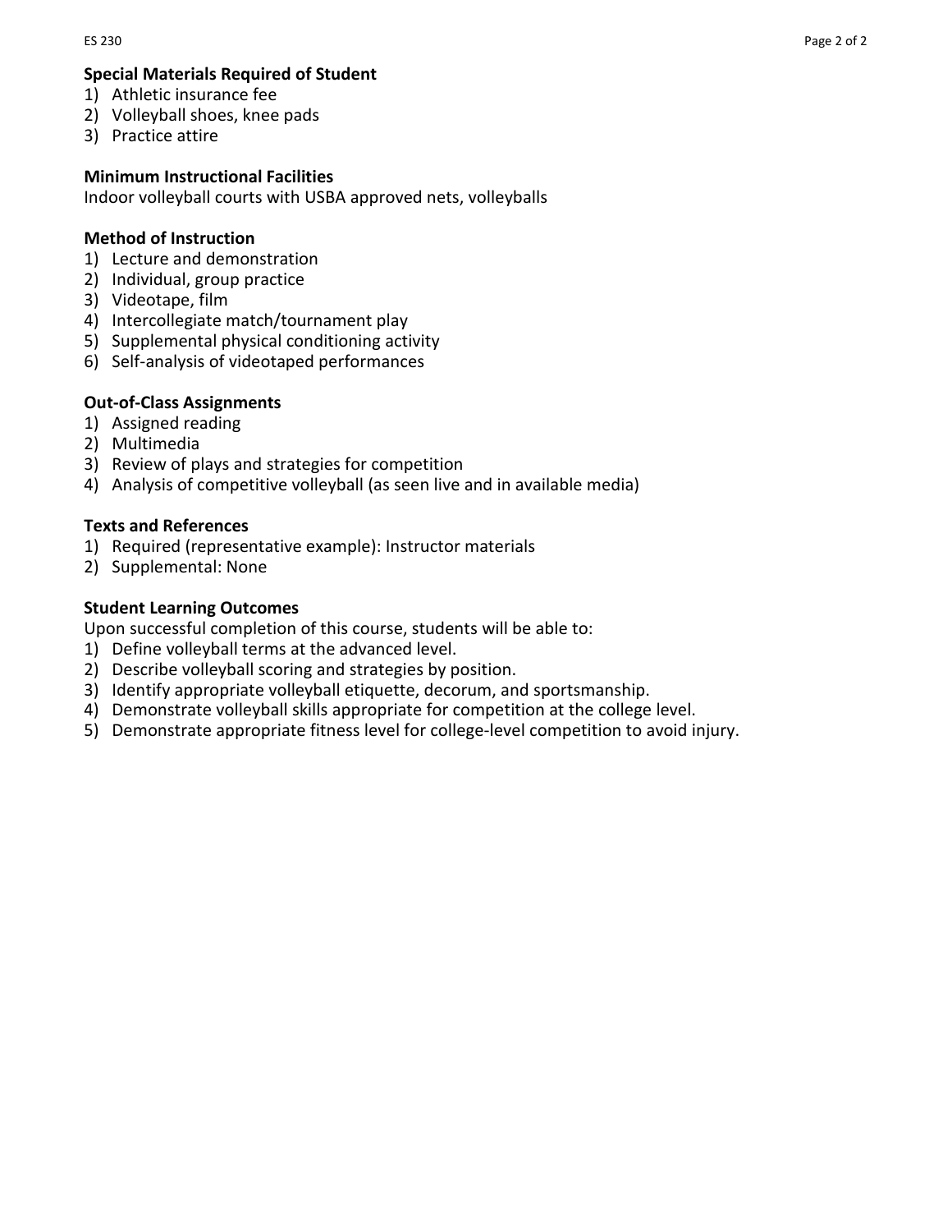**Special Materials Required of Student**
1) Athletic insurance fee
2) Volleyball shoes, knee pads
3) Practice attire

**Minimum Instructional Facilities**
Indoor volleyball courts with USBA approved nets, volleyballs

**Method of Instruction**
1) Lecture and demonstration
2) Individual, group practice
3) Videotape, film
4) Intercollegiate match/tournament play
5) Supplemental physical conditioning activity
6) Self-analysis of videotaped performances

**Out-of-Class Assignments**
1) Assigned reading
2) Multimedia
3) Review of plays and strategies for competition
4) Analysis of competitive volleyball (as seen live and in available media)

**Texts and References**
1) Required (representative example): Instructor materials
2) Supplemental: None

**Student Learning Outcomes**
Upon successful completion of this course, students will be able to:
1) Define volleyball terms at the advanced level.
2) Describe volleyball scoring and strategies by position.
3) Identify appropriate volleyball etiquette, decorum, and sportsmanship.
4) Demonstrate volleyball skills appropriate for competition at the college level.
5) Demonstrate appropriate fitness level for college-level competition to avoid injury.